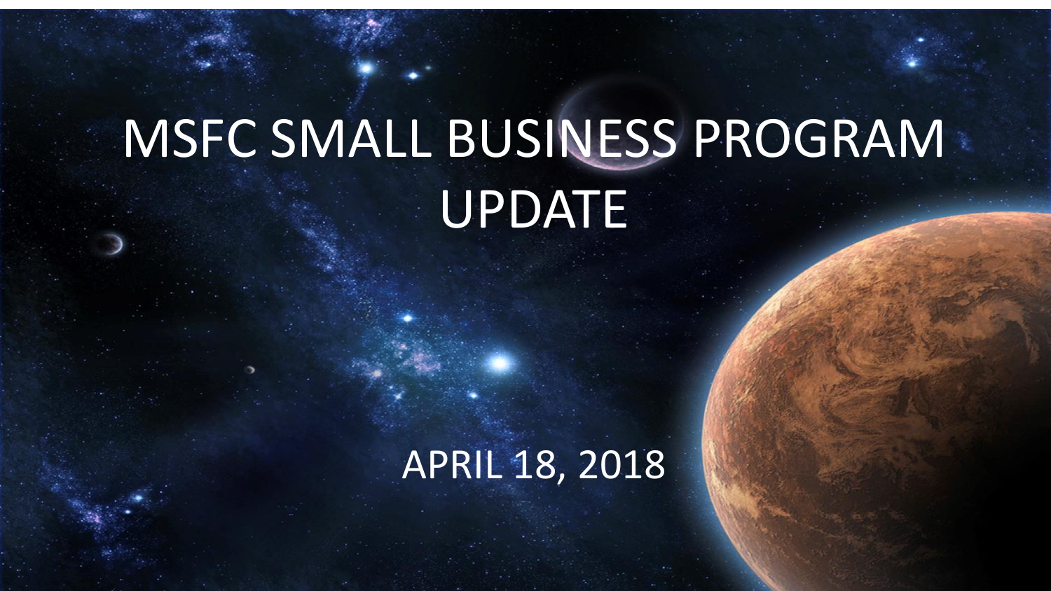# MSFC SMALL BUSINESS PROGRAM UPDATE

APRIL 18, 2018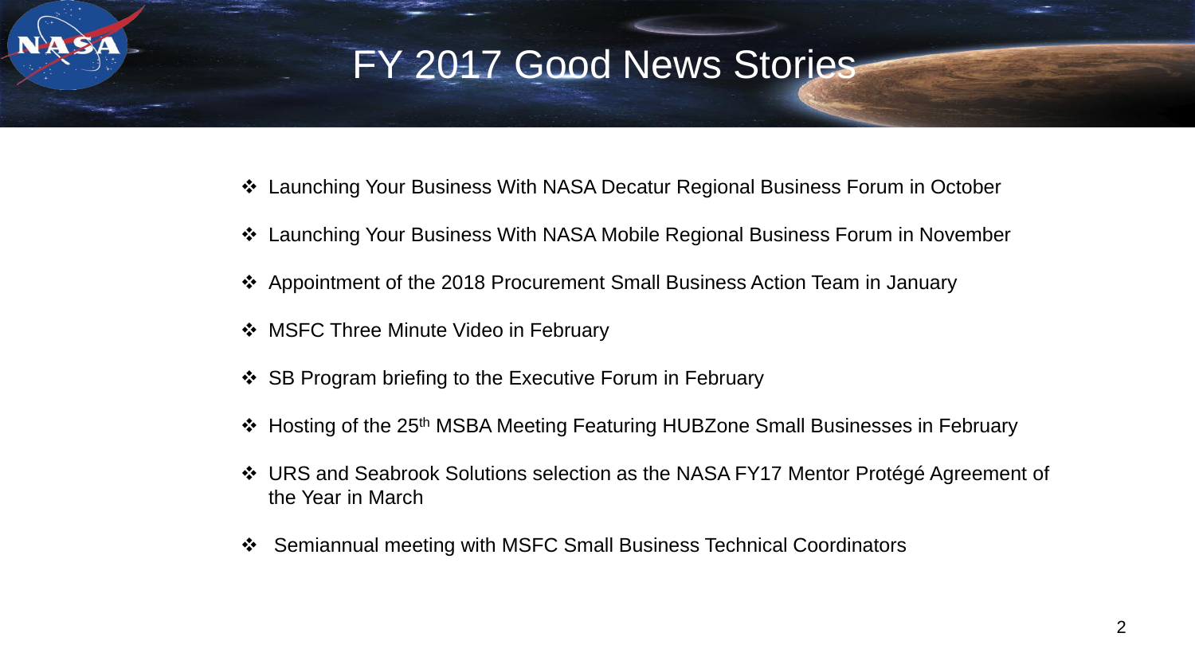# FY 2017 Good News Stories

- Launching Your Business With NASA Decatur Regional Business Forum in October
- Launching Your Business With NASA Mobile Regional Business Forum in November
- Appointment of the 2018 Procurement Small Business Action Team in January
- MSFC Three Minute Video in February
- SB Program briefing to the Executive Forum in February
- Hosting of the 25th MSBA Meeting Featuring HUBZone Small Businesses in February
- URS and Seabrook Solutions selection as the NASA FY17 Mentor Protégé Agreement of the Year in March
- Semiannual meeting with MSFC Small Business Technical Coordinators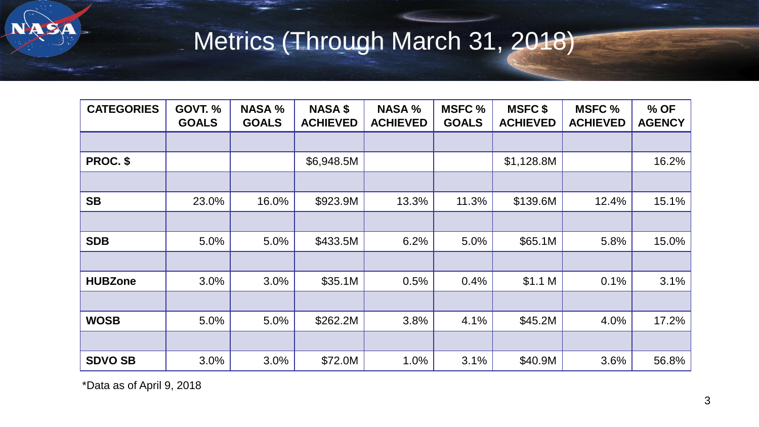# Metrics (Through March 31, 2018)

| CATEGORIES | GOVT. % GOALS | NASA % GOALS | NASA $ ACHIEVED | NASA % ACHIEVED | MSFC % GOALS | MSFC $ ACHIEVED | MSFC % ACHIEVED | % OF AGENCY |
|---|---|---|---|---|---|---|---|---|
| **PROC. $** | | | $6,948.5M | | | $1,128.8M | | 16.2% |
| **SB** | 23.0% | 16.0% | $923.9M | 13.3% | 11.3% | $139.6M | 12.4% | 15.1% |
| **SDB** | 5.0% | 5.0% | $433.5M | 6.2% | 5.0% | $65.1M | 5.8% | 15.0% |
| **HUBZone** | 3.0% | 3.0% | $35.1M | 0.5% | 0.4% | $1.1 M | 0.1% | 3.1% |
| **WOSB** | 5.0% | 5.0% | $262.2M | 3.8% | 4.1% | $45.2M | 4.0% | 17.2% |
| **SDVO SB** | 3.0% | 3.0% | $72.0M | 1.0% | 3.1% | $40.9M | 3.6% | 56.8% |

*Data as of April 9, 2018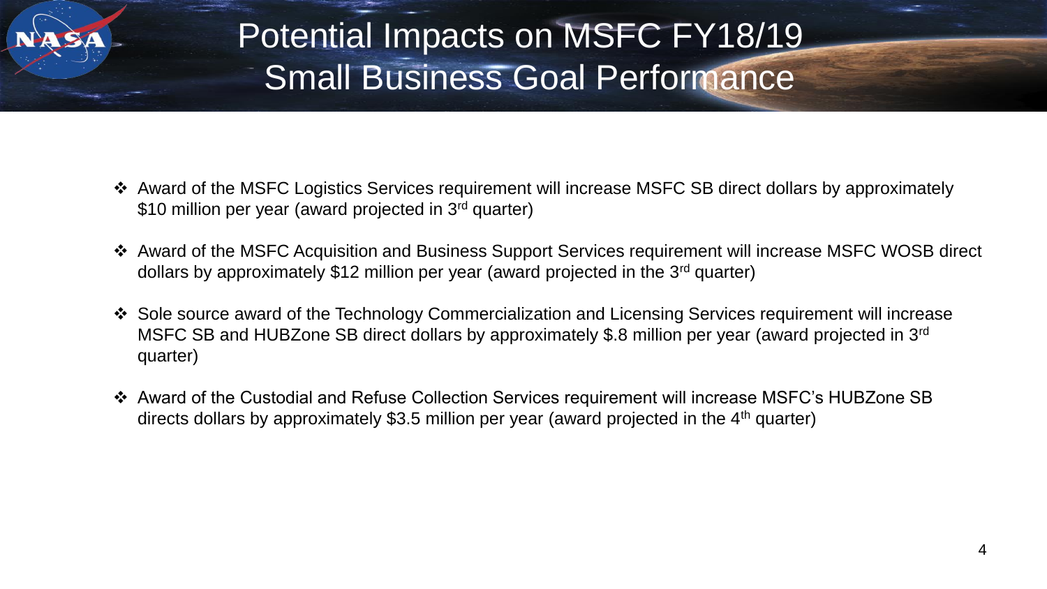# Potential Impacts on MSFC FY18/19 Small Business Goal Performance

- Award of the MSFC Logistics Services requirement will increase MSFC SB direct dollars by approximately \$10 million per year (award projected in 3rd quarter)
- Award of the MSFC Acquisition and Business Support Services requirement will increase MSFC WOSB direct dollars by approximately \$12 million per year (award projected in the 3rd quarter)
- Sole source award of the Technology Commercialization and Licensing Services requirement will increase MSFC SB and HUBZone SB direct dollars by approximately \$.8 million per year (award projected in 3rd quarter)
- Award of the Custodial and Refuse Collection Services requirement will increase MSFC's HUBZone SB directs dollars by approximately \$3.5 million per year (award projected in the 4th quarter)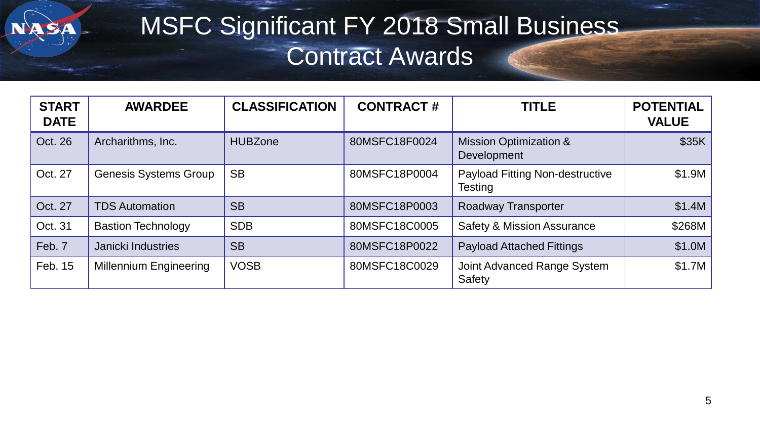# MSFC Significant FY 2018 Small Business Contract Awards

| START DATE | AWARDEE | CLASSIFICATION | CONTRACT # | TITLE | POTENTIAL VALUE |
|---|---|---|---|---|---|
| Oct. 26 | Archarithms, Inc. | HUBZone | 80MSFC18F0024 | Mission Optimization & Development | $35K |
| Oct. 27 | Genesis Systems Group | SB | 80MSFC18P0004 | Payload Fitting Non-destructive Testing | $1.9M |
| Oct. 27 | TDS Automation | SB | 80MSFC18P0003 | Roadway Transporter | $1.4M |
| Oct. 31 | Bastion Technology | SDB | 80MSFC18C0005 | Safety & Mission Assurance | $268M |
| Feb. 7 | Janicki Industries | SB | 80MSFC18P0022 | Payload Attached Fittings | $1.0M |
| Feb. 15 | Millennium Engineering | VOSB | 80MSFC18C0029 | Joint Advanced Range System Safety | $1.7M |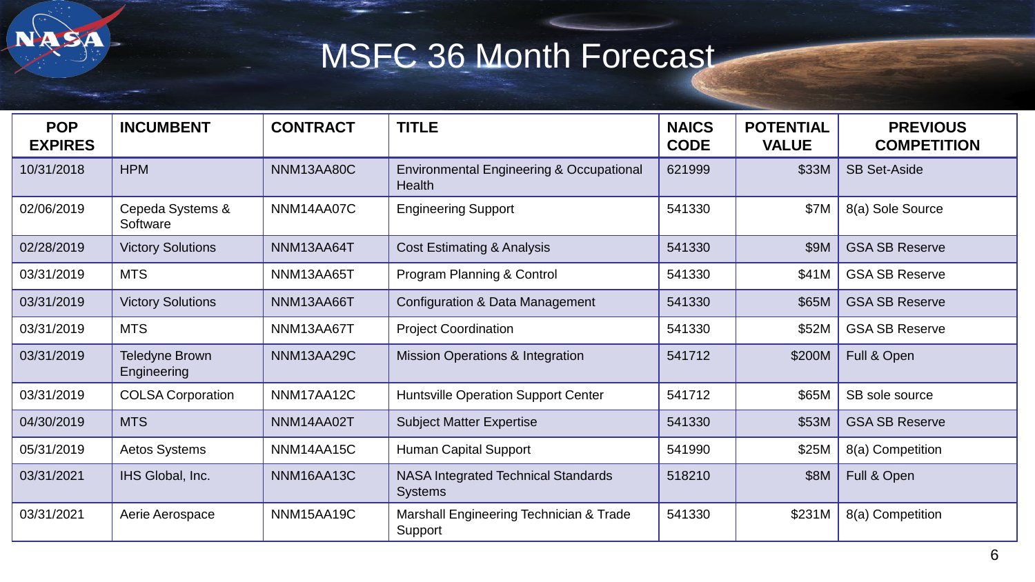# MSFC 36 Month Forecast

| POP EXPIRES | INCUMBENT | CONTRACT | TITLE | NAICS CODE | POTENTIAL VALUE | PREVIOUS COMPETITION |
|---|---|---|---|---|---|---|
| 10/31/2018 | HPM | NNM13AA80C | Environmental Engineering & Occupational Health | 621999 | $33M | SB Set-Aside |
| 02/06/2019 | Cepeda Systems & Software | NNM14AA07C | Engineering Support | 541330 | $7M | 8(a) Sole Source |
| 02/28/2019 | Victory Solutions | NNM13AA64T | Cost Estimating & Analysis | 541330 | $9M | GSA SB Reserve |
| 03/31/2019 | MTS | NNM13AA65T | Program Planning & Control | 541330 | $41M | GSA SB Reserve |
| 03/31/2019 | Victory Solutions | NNM13AA66T | Configuration & Data Management | 541330 | $65M | GSA SB Reserve |
| 03/31/2019 | MTS | NNM13AA67T | Project Coordination | 541330 | $52M | GSA SB Reserve |
| 03/31/2019 | Teledyne Brown Engineering | NNM13AA29C | Mission Operations & Integration | 541712 | $200M | Full & Open |
| 03/31/2019 | COLSA Corporation | NNM17AA12C | Huntsville Operation Support Center | 541712 | $65M | SB sole source |
| 04/30/2019 | MTS | NNM14AA02T | Subject Matter Expertise | 541330 | $53M | GSA SB Reserve |
| 05/31/2019 | Aetos Systems | NNM14AA15C | Human Capital Support | 541990 | $25M | 8(a) Competition |
| 03/31/2021 | IHS Global, Inc. | NNM16AA13C | NASA Integrated Technical Standards Systems | 518210 | $8M | Full & Open |
| 03/31/2021 | Aerie Aerospace | NNM15AA19C | Marshall Engineering Technician & Trade Support | 541330 | $231M | 8(a) Competition |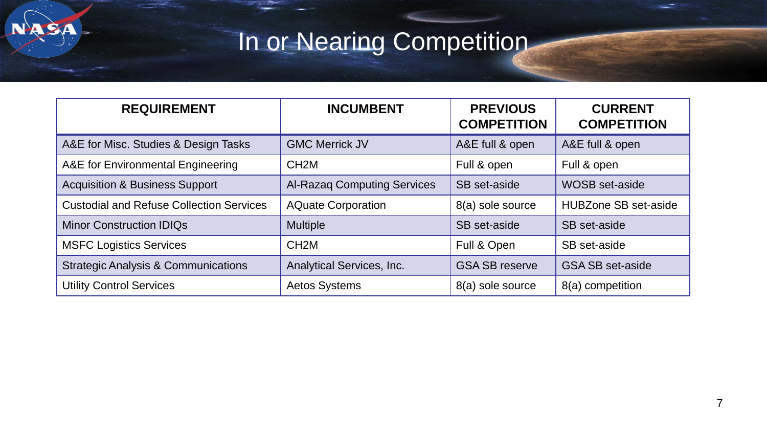# In or Nearing Competition

| REQUIREMENT | INCUMBENT | PREVIOUS COMPETITION | CURRENT COMPETITION |
|---|---|---|---|
| A&E for Misc. Studies & Design Tasks | GMC Merrick JV | A&E full & open | A&E full & open |
| A&E for Environmental Engineering | CH2M | Full & open | Full & open |
| Acquisition & Business Support | Al-Razaq Computing Services | SB set-aside | WOSB set-aside |
| Custodial and Refuse Collection Services | AQuate Corporation | 8(a) sole source | HUBZone SB set-aside |
| Minor Construction IDIQs | Multiple | SB set-aside | SB set-aside |
| MSFC Logistics Services | CH2M | Full & Open | SB set-aside |
| Strategic Analysis & Communications | Analytical Services, Inc. | GSA SB reserve | GSA SB set-aside |
| Utility Control Services | Aetos Systems | 8(a) sole source | 8(a) competition |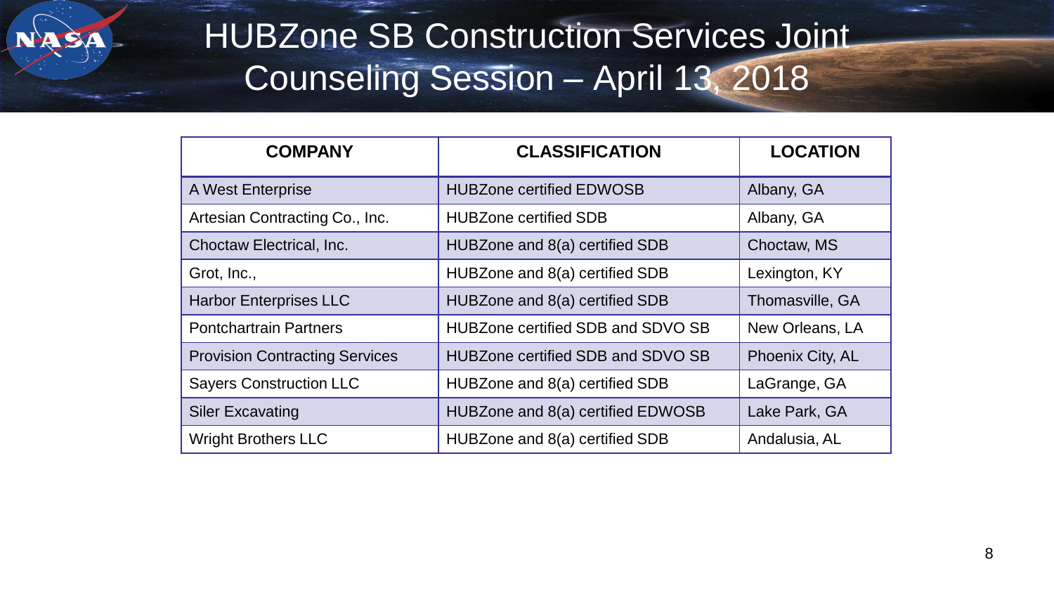# HUBZone SB Construction Services Joint Counseling Session – April 13, 2018

| COMPANY | CLASSIFICATION | LOCATION |
|---|---|---|
| A West Enterprise | HUBZone certified EDWOSB | Albany, GA |
| Artesian Contracting Co., Inc. | HUBZone certified SDB | Albany, GA |
| Choctaw Electrical, Inc. | HUBZone and 8(a) certified SDB | Choctaw, MS |
| Grot, Inc., | HUBZone and 8(a) certified SDB | Lexington, KY |
| Harbor Enterprises LLC | HUBZone and 8(a) certified SDB | Thomasville, GA |
| Pontchartrain Partners | HUBZone certified SDB and SDVO SB | New Orleans, LA |
| Provision Contracting Services | HUBZone certified SDB and SDVO SB | Phoenix City, AL |
| Sayers Construction LLC | HUBZone and 8(a) certified SDB | LaGrange, GA |
| Siler Excavating | HUBZone and 8(a) certified EDWOSB | Lake Park, GA |
| Wright Brothers LLC | HUBZone and 8(a) certified SDB | Andalusia, AL |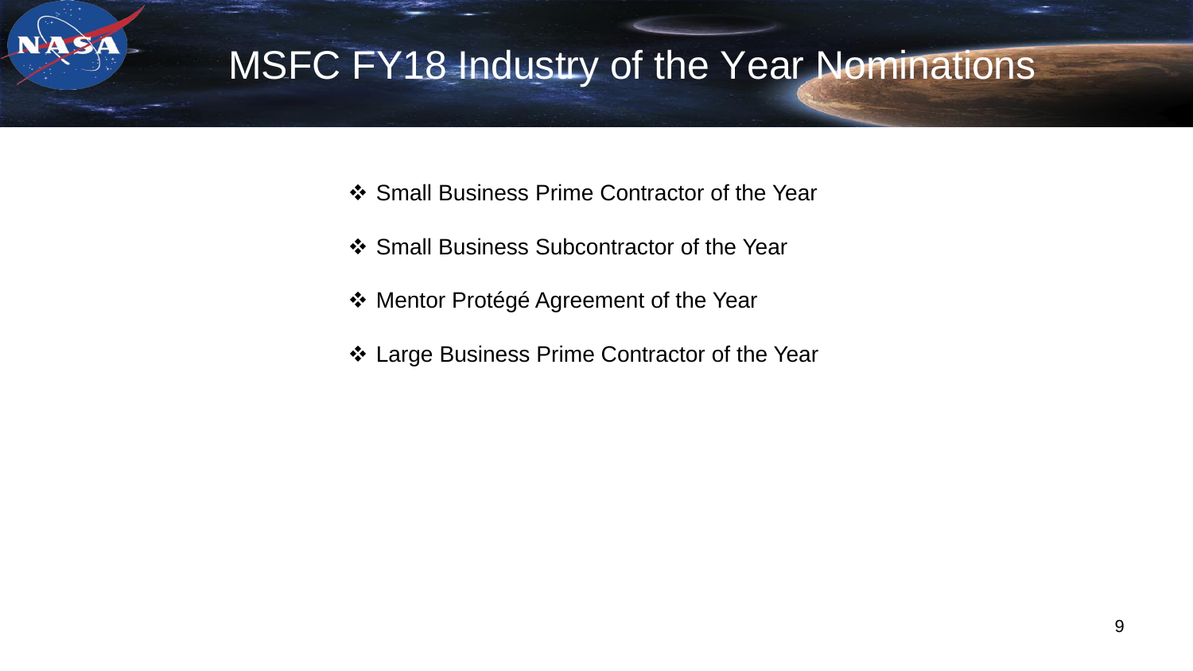# MSFC FY18 Industry of the Year Nominations

- Small Business Prime Contractor of the Year
- Small Business Subcontractor of the Year
- Mentor Protégé Agreement of the Year
- Large Business Prime Contractor of the Year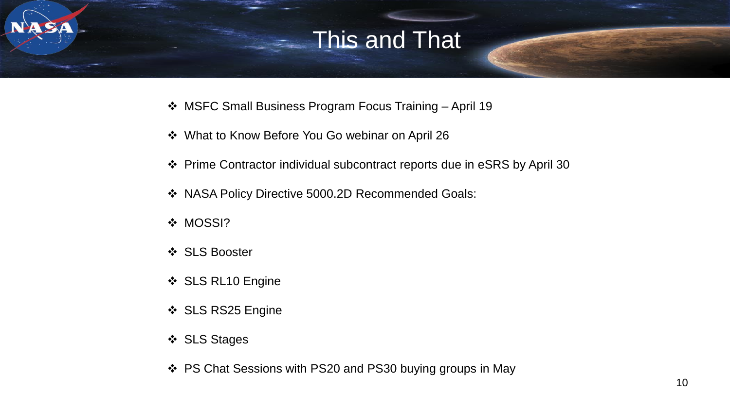# This and That

- MSFC Small Business Program Focus Training – April 19
- What to Know Before You Go webinar on April 26
- Prime Contractor individual subcontract reports due in eSRS by April 30
- NASA Policy Directive 5000.2D Recommended Goals:
- MOSSI?
- SLS Booster
- SLS RL10 Engine
- SLS RS25 Engine
- SLS Stages
- PS Chat Sessions with PS20 and PS30 buying groups in May